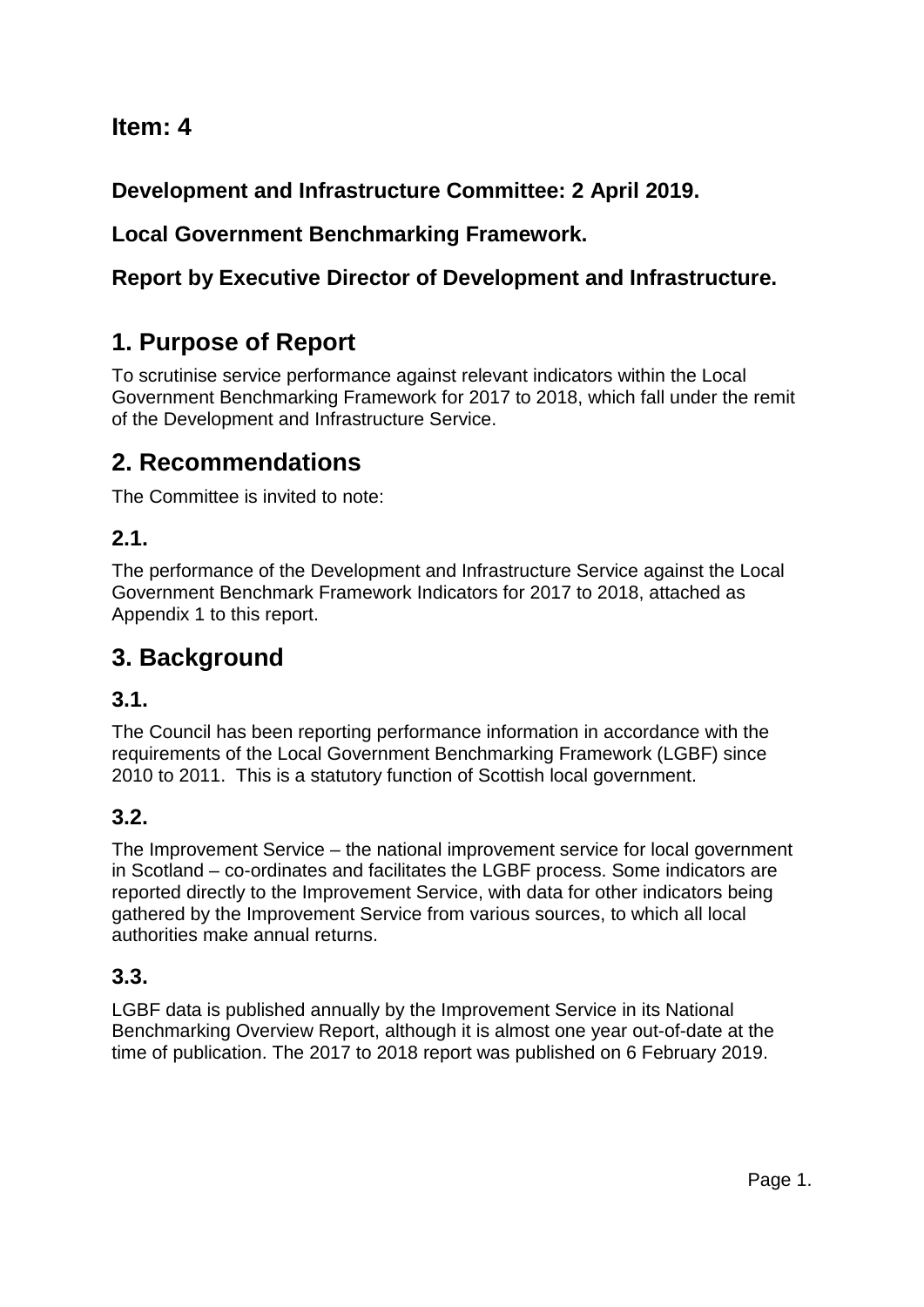## Item: 4

### Development and Infrastructure Committee: 2 April 2019.

### Local Government Benchmarking Framework.

### Report by Executive Director of Development and Infrastructure.

# 1. Purpose of Report

To scrutinise service performance against relevant indicators within the Local Government Benchmarking Framework for 2017 to 2018, which fall under the remit of the Development and Infrastructure Service.

# 2. Recommendations

The Committee is invited to note:

## 2.1.

The performance of the Development and Infrastructure Service against the Local Government Benchmark Framework Indicators for 2017 to 2018, attached as Appendix 1 to this report.

# 3. Background

## 3.1.

The Council has been reporting performance information in accordance with the requirements of the Local Government Benchmarking Framework (LGBF) since 2010 to 2011. This is a statutory function of Scottish local government.

## 3.2.

The Improvement Service – the national improvement service for local government in Scotland – co-ordinates and facilitates the LGBF process. Some indicators are reported directly to the Improvement Service, with data for other indicators being gathered by the Improvement Service from various sources, to which all local authorities make annual returns.

## 3.3.

LGBF data is published annually by the Improvement Service in its National Benchmarking Overview Report, although it is almost one year out-of-date at the time of publication. The 2017 to 2018 report was published on 6 February 2019.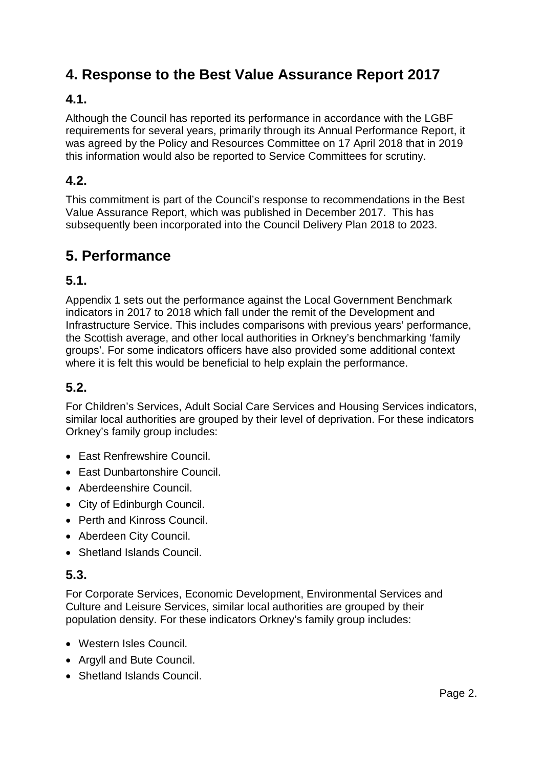## 4. Response to the Best Value Assurance Report 2017

### 4.1.

Although the Council has reported its performance in accordance with the LGBF requirements for several years, primarily through its Annual Performance Report, it was agreed by the Policy and Resources Committee on 17 April 2018 that in 2019 this information would also be reported to Service Committees for scrutiny.

### 4.2.

This commitment is part of the Council's response to recommendations in the Best Value Assurance Report, which was published in December 2017. This has subsequently been incorporated into the Council Delivery Plan 2018 to 2023.

## 5. Performance

### 5.1.

Appendix 1 sets out the performance against the Local Government Benchmark indicators in 2017 to 2018 which fall under the remit of the Development and Infrastructure Service. This includes comparisons with previous years' performance, the Scottish average, and other local authorities in Orkney's benchmarking 'family groups'. For some indicators officers have also provided some additional context where it is felt this would be beneficial to help explain the performance.

### 5.2.

For Children's Services, Adult Social Care Services and Housing Services indicators, similar local authorities are grouped by their level of deprivation. For these indicators Orkney's family group includes:

- East Renfrewshire Council.
- East Dunbartonshire Council.
- Aberdeenshire Council.
- City of Edinburgh Council.
- Perth and Kinross Council.
- Aberdeen City Council.
- Shetland Islands Council.

### 5.3.

For Corporate Services, Economic Development, Environmental Services and Culture and Leisure Services, similar local authorities are grouped by their population density. For these indicators Orkney's family group includes:

- Western Isles Council.
- Argyll and Bute Council.
- Shetland Islands Council.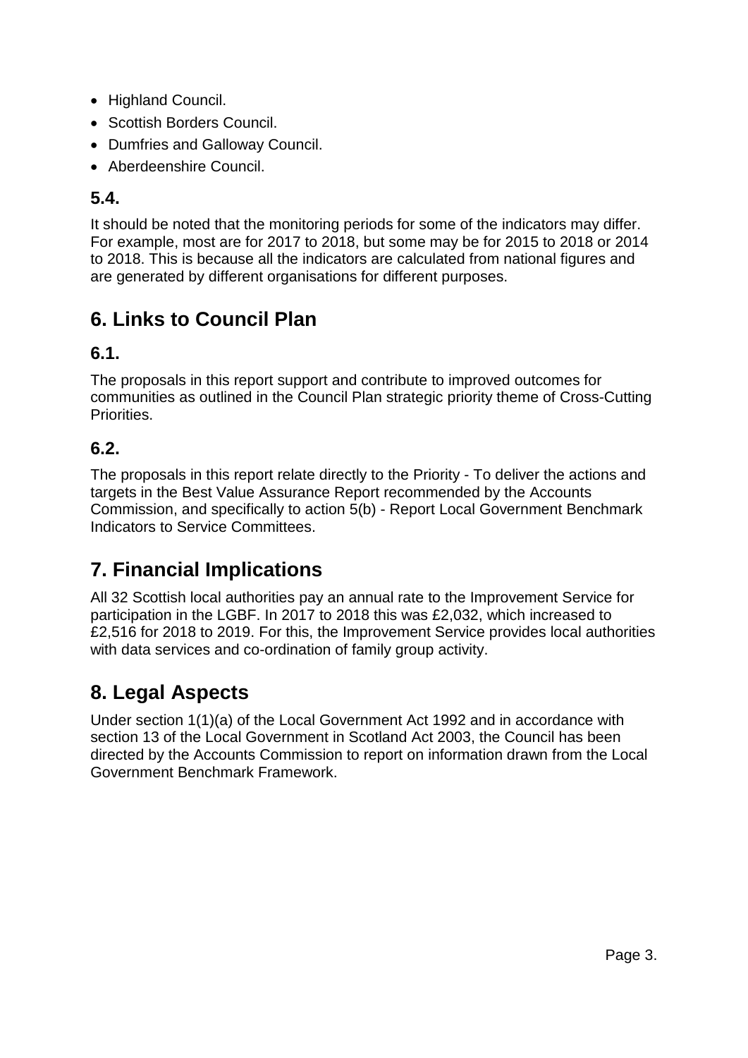- Highland Council.
- Scottish Borders Council.
- Dumfries and Galloway Council.
- Aberdeenshire Council.

### 5.4.

It should be noted that the monitoring periods for some of the indicators may differ. For example, most are for 2017 to 2018, but some may be for 2015 to 2018 or 2014 to 2018. This is because all the indicators are calculated from national figures and are generated by different organisations for different purposes.

## 6. Links to Council Plan

### 6.1.

The proposals in this report support and contribute to improved outcomes for communities as outlined in the Council Plan strategic priority theme of Cross-Cutting Priorities.

### 6.2.

The proposals in this report relate directly to the Priority - To deliver the actions and targets in the Best Value Assurance Report recommended by the Accounts Commission, and specifically to action 5(b) - Report Local Government Benchmark Indicators to Service Committees.

## 7. Financial Implications

All 32 Scottish local authorities pay an annual rate to the Improvement Service for participation in the LGBF. In 2017 to 2018 this was £2,032, which increased to £2,516 for 2018 to 2019. For this, the Improvement Service provides local authorities with data services and co-ordination of family group activity.

## 8. Legal Aspects

Under section 1(1)(a) of the Local Government Act 1992 and in accordance with section 13 of the Local Government in Scotland Act 2003, the Council has been directed by the Accounts Commission to report on information drawn from the Local Government Benchmark Framework.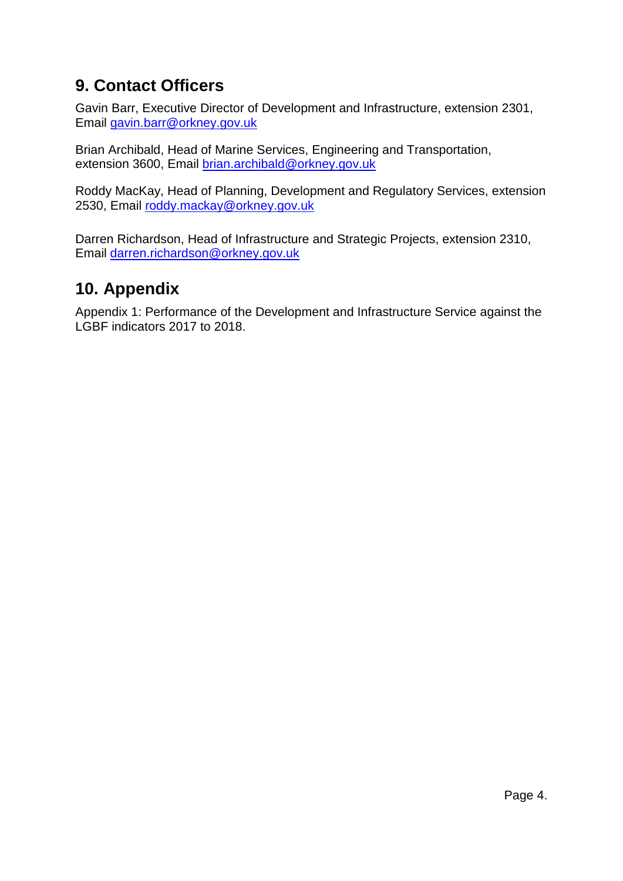## 9. Contact Officers

Gavin Barr, Executive Director of Development and Infrastructure, extension 2301, Email gavin.barr@orkney.gov.uk

Brian Archibald, Head of Marine Services, Engineering and Transportation, extension 3600, Email brian.archibald@orkney.gov.uk

Roddy MacKay, Head of Planning, Development and Regulatory Services, extension 2530, Email roddy.mackay@orkney.gov.uk

Darren Richardson, Head of Infrastructure and Strategic Projects, extension 2310, Email darren.richardson@orkney.gov.uk

## 10. Appendix

Appendix 1: Performance of the Development and Infrastructure Service against the LGBF indicators 2017 to 2018.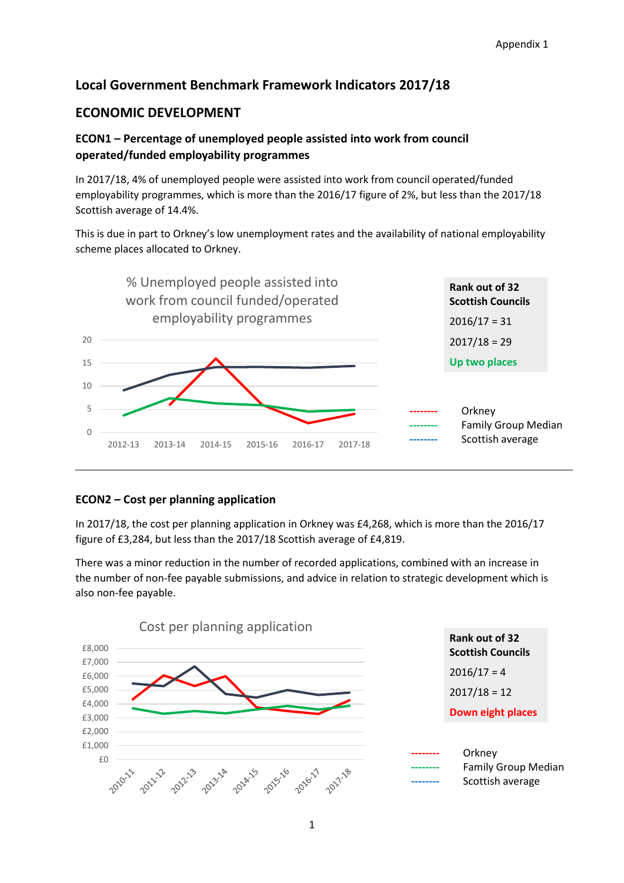Appendix 1

# Local Government Benchmark Framework Indicators 2017/18

## ECONOMIC DEVELOPMENT

### ECON1 – Percentage of unemployed people assisted into work from council operated/funded employability programmes

In 2017/18, 4% of unemployed people were assisted into work from council operated/funded employability programmes, which is more than the 2016/17 figure of 2%, but less than the 2017/18 Scottish average of 14.4%.

This is due in part to Orkney's low unemployment rates and the availability of national employability scheme places allocated to Orkney.

% Unemployed people assisted into work from council funded/operated employability programmes

| Rank out of 32 Scottish Councils |
|---|
| 2016/17 = 31 |
| 2017/18 = 29 |
| Up two places |

Orkney
Family Group Median
Scottish average

---

### ECON2 – Cost per planning application

In 2017/18, the cost per planning application in Orkney was £4,268, which is more than the 2016/17 figure of £3,284, but less than the 2017/18 Scottish average of £4,819.

There was a minor reduction in the number of recorded applications, combined with an increase in the number of non-fee payable submissions, and advice in relation to strategic development which is also non-fee payable.

Cost per planning application

| Rank out of 32 Scottish Councils |
|---|
| 2016/17 = 4 |
| 2017/18 = 12 |
| Down eight places |

Orkney
Family Group Median
Scottish average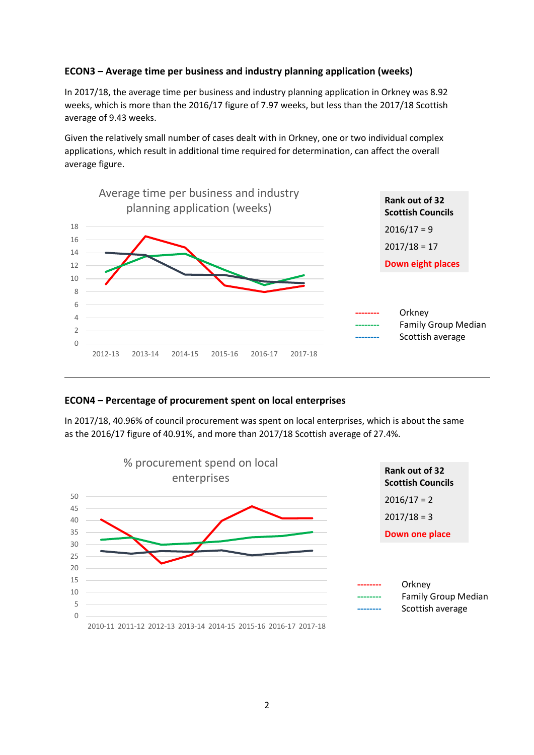### ECON3 – Average time per business and industry planning application (weeks)

In 2017/18, the average time per business and industry planning application in Orkney was 8.92 weeks, which is more than the 2016/17 figure of 7.97 weeks, but less than the 2017/18 Scottish average of 9.43 weeks.

Given the relatively small number of cases dealt with in Orkney, one or two individual complex applications, which result in additional time required for determination, can affect the overall average figure.

Average time per business and industry planning application (weeks)

| Rank out of 32 Scottish Councils |
|---|
| 2016/17 = 9 |
| 2017/18 = 17 |
| **Down eight places** |

Orkney
Family Group Median
Scottish average

---

### ECON4 – Percentage of procurement spent on local enterprises

In 2017/18, 40.96% of council procurement was spent on local enterprises, which is about the same as the 2016/17 figure of 40.91%, and more than 2017/18 Scottish average of 27.4%.

% procurement spend on local enterprises

| Rank out of 32 Scottish Councils |
|---|
| 2016/17 = 2 |
| 2017/18 = 3 |
| **Down one place** |

Orkney
Family Group Median
Scottish average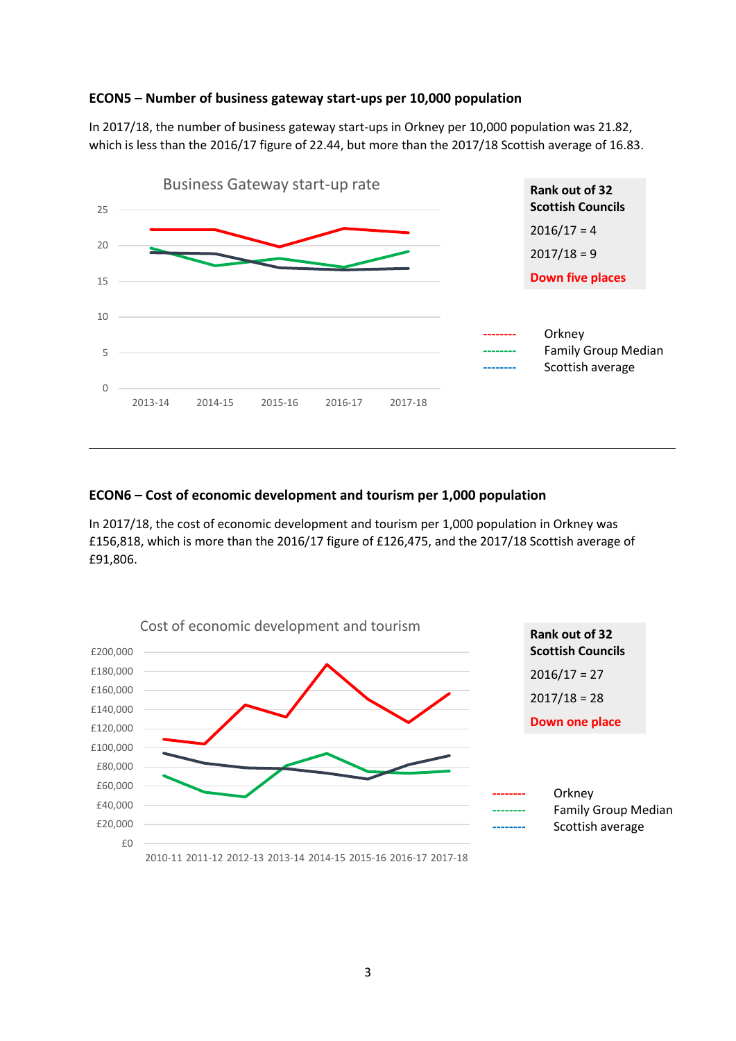### ECON5 – Number of business gateway start-ups per 10,000 population

In 2017/18, the number of business gateway start-ups in Orkney per 10,000 population was 21.82, which is less than the 2016/17 figure of 22.44, but more than the 2017/18 Scottish average of 16.83.

Business Gateway start-up rate

| Rank out of 32 Scottish Councils |
|---|
| 2016/17 = 4 |
| 2017/18 = 9 |
| **Down five places** |

- Orkney
- Family Group Median
- Scottish average

---

### ECON6 – Cost of economic development and tourism per 1,000 population

In 2017/18, the cost of economic development and tourism per 1,000 population in Orkney was £156,818, which is more than the 2016/17 figure of £126,475, and the 2017/18 Scottish average of £91,806.

Cost of economic development and tourism

| Rank out of 32 Scottish Councils |
|---|
| 2016/17 = 27 |
| 2017/18 = 28 |
| **Down one place** |

- Orkney
- Family Group Median
- Scottish average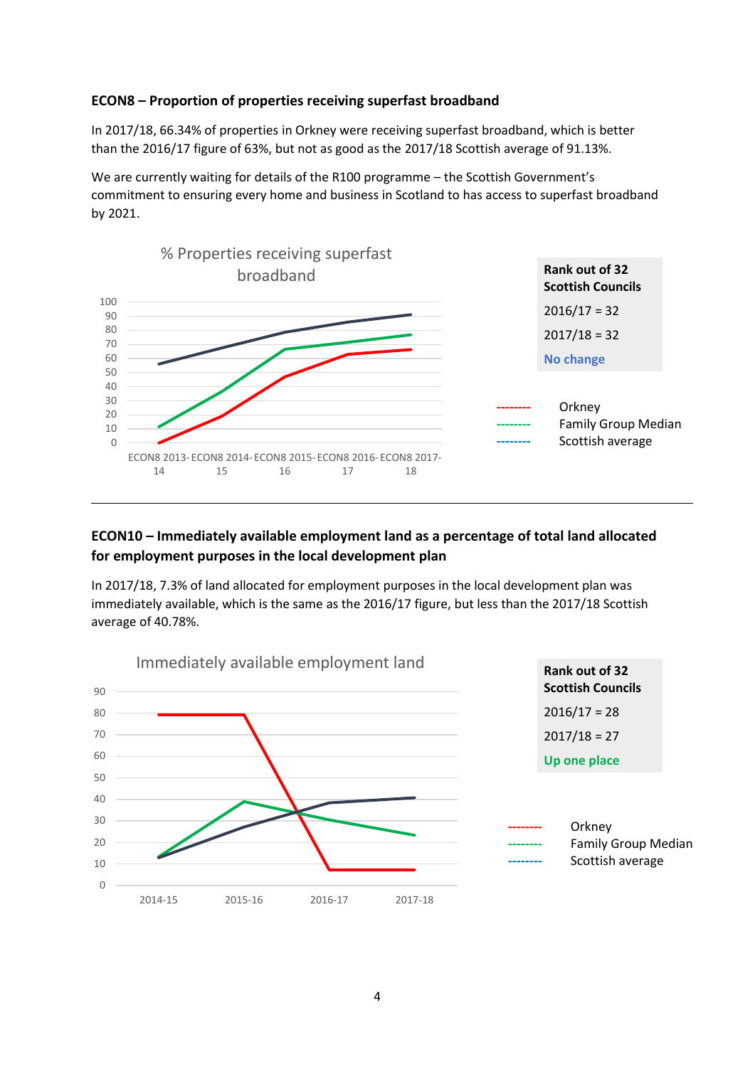### ECON8 – Proportion of properties receiving superfast broadband

In 2017/18, 66.34% of properties in Orkney were receiving superfast broadband, which is better than the 2016/17 figure of 63%, but not as good as the 2017/18 Scottish average of 91.13%.

We are currently waiting for details of the R100 programme – the Scottish Government's commitment to ensuring every home and business in Scotland to has access to superfast broadband by 2021.

% Properties receiving superfast broadband

| Rank out of 32 Scottish Councils |
|---|
| 2016/17 = 32 |
| 2017/18 = 32 |
| No change |

- Orkney
- Family Group Median
- Scottish average

---

### ECON10 – Immediately available employment land as a percentage of total land allocated for employment purposes in the local development plan

In 2017/18, 7.3% of land allocated for employment purposes in the local development plan was immediately available, which is the same as the 2016/17 figure, but less than the 2017/18 Scottish average of 40.78%.

Immediately available employment land

| Rank out of 32 Scottish Councils |
|---|
| 2016/17 = 28 |
| 2017/18 = 27 |
| Up one place |

- Orkney
- Family Group Median
- Scottish average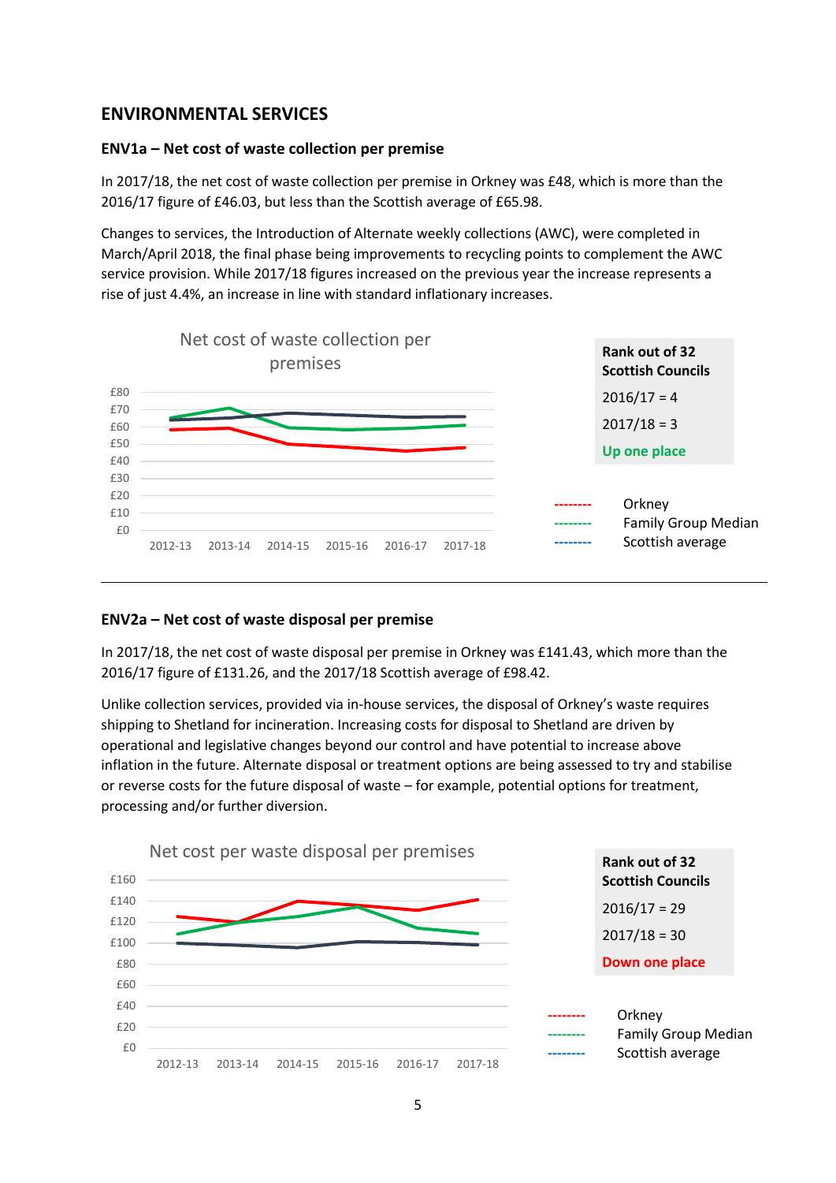## ENVIRONMENTAL SERVICES

### ENV1a – Net cost of waste collection per premise

In 2017/18, the net cost of waste collection per premise in Orkney was £48, which is more than the 2016/17 figure of £46.03, but less than the Scottish average of £65.98.

Changes to services, the Introduction of Alternate weekly collections (AWC), were completed in March/April 2018, the final phase being improvements to recycling points to complement the AWC service provision. While 2017/18 figures increased on the previous year the increase represents a rise of just 4.4%, an increase in line with standard inflationary increases.

Net cost of waste collection per premises

| Rank out of 32 Scottish Councils |
|---|
| 2016/17 = 4 |
| 2017/18 = 3 |
| Up one place |

- Orkney
- Family Group Median
- Scottish average

---

### ENV2a – Net cost of waste disposal per premise

In 2017/18, the net cost of waste disposal per premise in Orkney was £141.43, which more than the 2016/17 figure of £131.26, and the 2017/18 Scottish average of £98.42.

Unlike collection services, provided via in-house services, the disposal of Orkney's waste requires shipping to Shetland for incineration. Increasing costs for disposal to Shetland are driven by operational and legislative changes beyond our control and have potential to increase above inflation in the future. Alternate disposal or treatment options are being assessed to try and stabilise or reverse costs for the future disposal of waste – for example, potential options for treatment, processing and/or further diversion.

Net cost per waste disposal per premises

| Rank out of 32 Scottish Councils |
|---|
| 2016/17 = 29 |
| 2017/18 = 30 |
| Down one place |

- Orkney
- Family Group Median
- Scottish average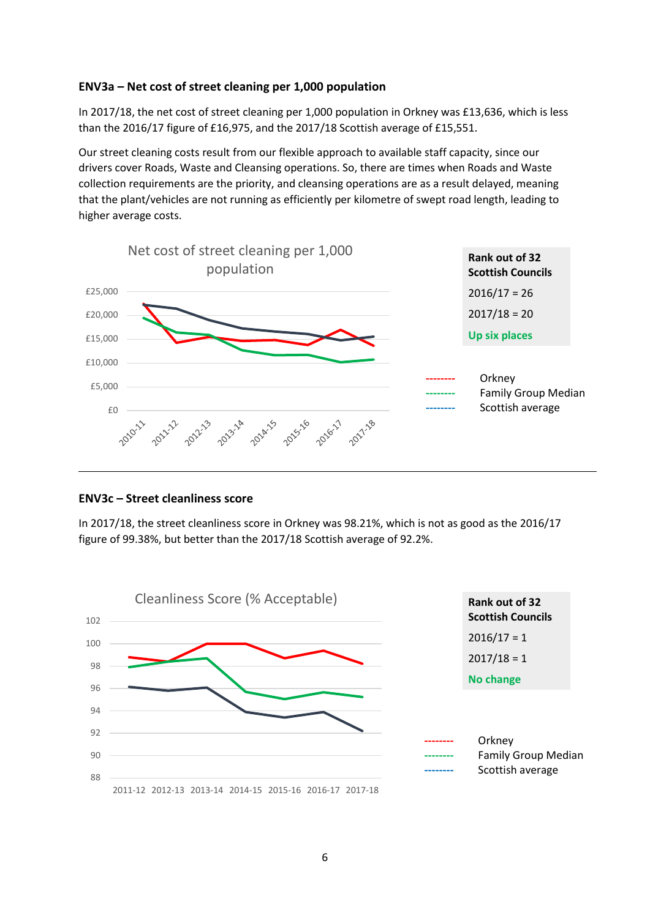**ENV3a – Net cost of street cleaning per 1,000 population**

In 2017/18, the net cost of street cleaning per 1,000 population in Orkney was £13,636, which is less than the 2016/17 figure of £16,975, and the 2017/18 Scottish average of £15,551.

Our street cleaning costs result from our flexible approach to available staff capacity, since our drivers cover Roads, Waste and Cleansing operations. So, there are times when Roads and Waste collection requirements are the priority, and cleansing operations are as a result delayed, meaning that the plant/vehicles are not running as efficiently per kilometre of swept road length, leading to higher average costs.

Net cost of street cleaning per 1,000 population

| Rank out of 32 Scottish Councils |
|---|
| 2016/17 = 26 |
| 2017/18 = 20 |
| Up six places |

Orkney
Family Group Median
Scottish average

---

**ENV3c – Street cleanliness score**

In 2017/18, the street cleanliness score in Orkney was 98.21%, which is not as good as the 2016/17 figure of 99.38%, but better than the 2017/18 Scottish average of 92.2%.

Cleanliness Score (% Acceptable)

| Rank out of 32 Scottish Councils |
|---|
| 2016/17 = 1 |
| 2017/18 = 1 |
| No change |

Orkney
Family Group Median
Scottish average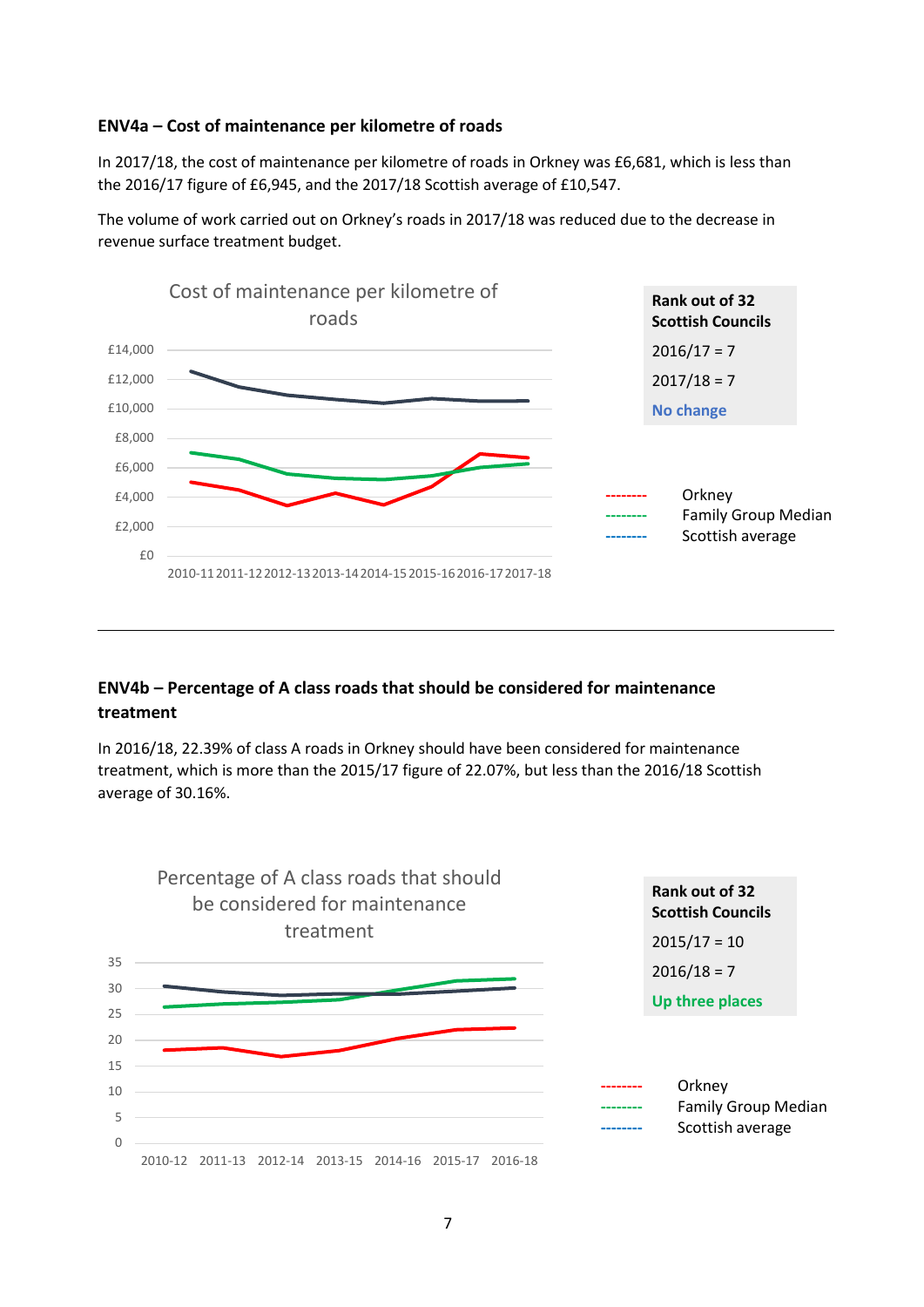#### ENV4a – Cost of maintenance per kilometre of roads

In 2017/18, the cost of maintenance per kilometre of roads in Orkney was £6,681, which is less than the 2016/17 figure of £6,945, and the 2017/18 Scottish average of £10,547.

The volume of work carried out on Orkney's roads in 2017/18 was reduced due to the decrease in revenue surface treatment budget.

Cost of maintenance per kilometre of roads

£14,000
£12,000
£10,000
£8,000
£6,000
£4,000
£2,000
£0

2010-11 2011-12 2012-13 2013-14 2014-15 2015-16 2016-17 2017-18

| Rank out of 32 Scottish Councils |
| --- |
| 2016/17 = 7 |
| 2017/18 = 7 |
| No change |

-------- Orkney
-------- Family Group Median
-------- Scottish average

---

#### ENV4b – Percentage of A class roads that should be considered for maintenance treatment

In 2016/18, 22.39% of class A roads in Orkney should have been considered for maintenance treatment, which is more than the 2015/17 figure of 22.07%, but less than the 2016/18 Scottish average of 30.16%.

Percentage of A class roads that should be considered for maintenance treatment

35
30
25
20
15
10
5
0

2010-12 2011-13 2012-14 2013-15 2014-16 2015-17 2016-18

| Rank out of 32 Scottish Councils |
| --- |
| 2015/17 = 10 |
| 2016/18 = 7 |
| Up three places |

-------- Orkney
-------- Family Group Median
-------- Scottish average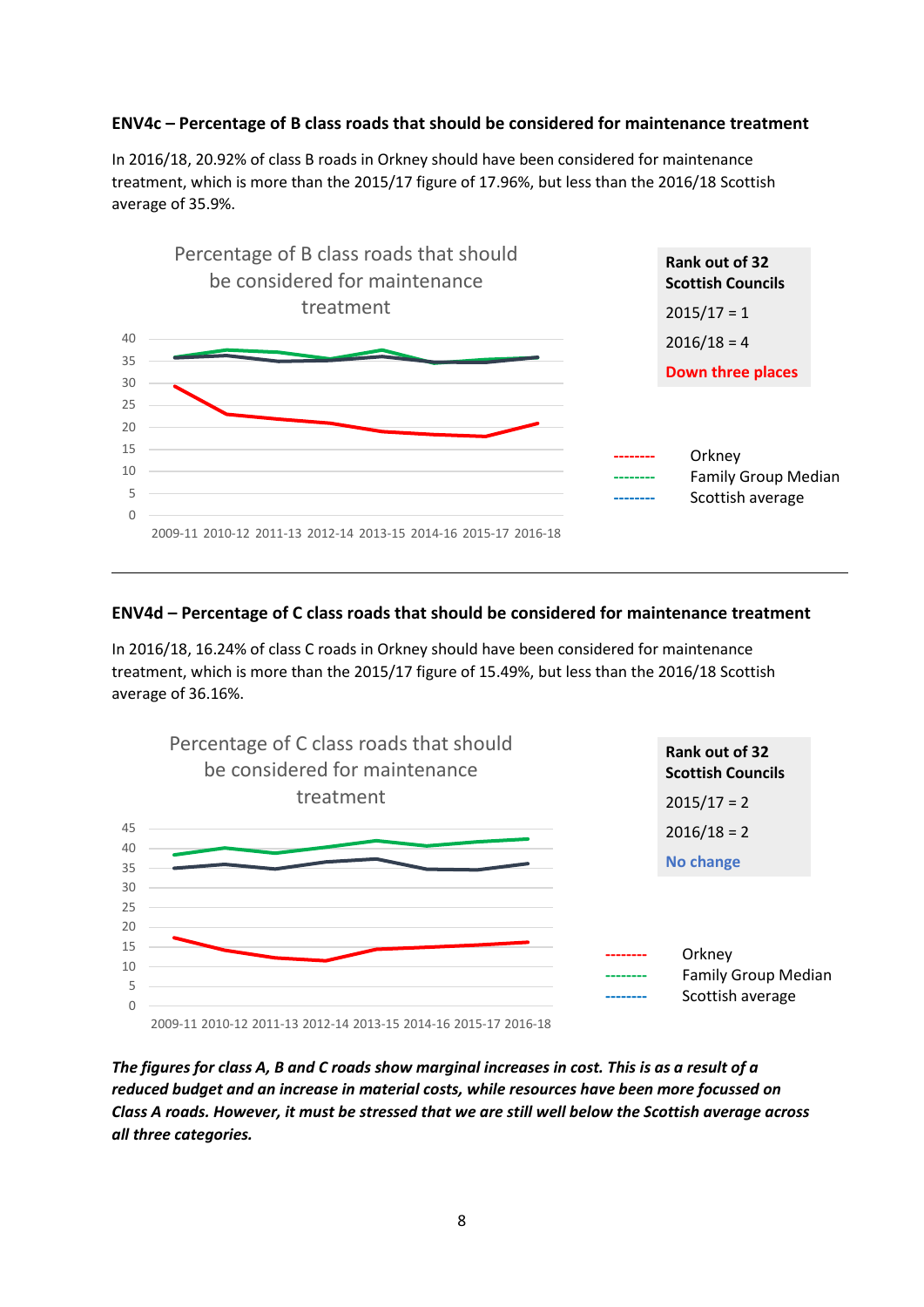**ENV4c – Percentage of B class roads that should be considered for maintenance treatment**

In 2016/18, 20.92% of class B roads in Orkney should have been considered for maintenance treatment, which is more than the 2015/17 figure of 17.96%, but less than the 2016/18 Scottish average of 35.9%.

Percentage of B class roads that should be considered for maintenance treatment

| Rank out of 32 Scottish Councils |
|---|
| 2015/17 = 1 |
| 2016/18 = 4 |
| Down three places |

Orkney
Family Group Median
Scottish average

---

**ENV4d – Percentage of C class roads that should be considered for maintenance treatment**

In 2016/18, 16.24% of class C roads in Orkney should have been considered for maintenance treatment, which is more than the 2015/17 figure of 15.49%, but less than the 2016/18 Scottish average of 36.16%.

Percentage of C class roads that should be considered for maintenance treatment

| Rank out of 32 Scottish Councils |
|---|
| 2015/17 = 2 |
| 2016/18 = 2 |
| No change |

Orkney
Family Group Median
Scottish average

***The figures for class A, B and C roads show marginal increases in cost. This is as a result of a reduced budget and an increase in material costs, while resources have been more focussed on Class A roads. However, it must be stressed that we are still well below the Scottish average across all three categories.***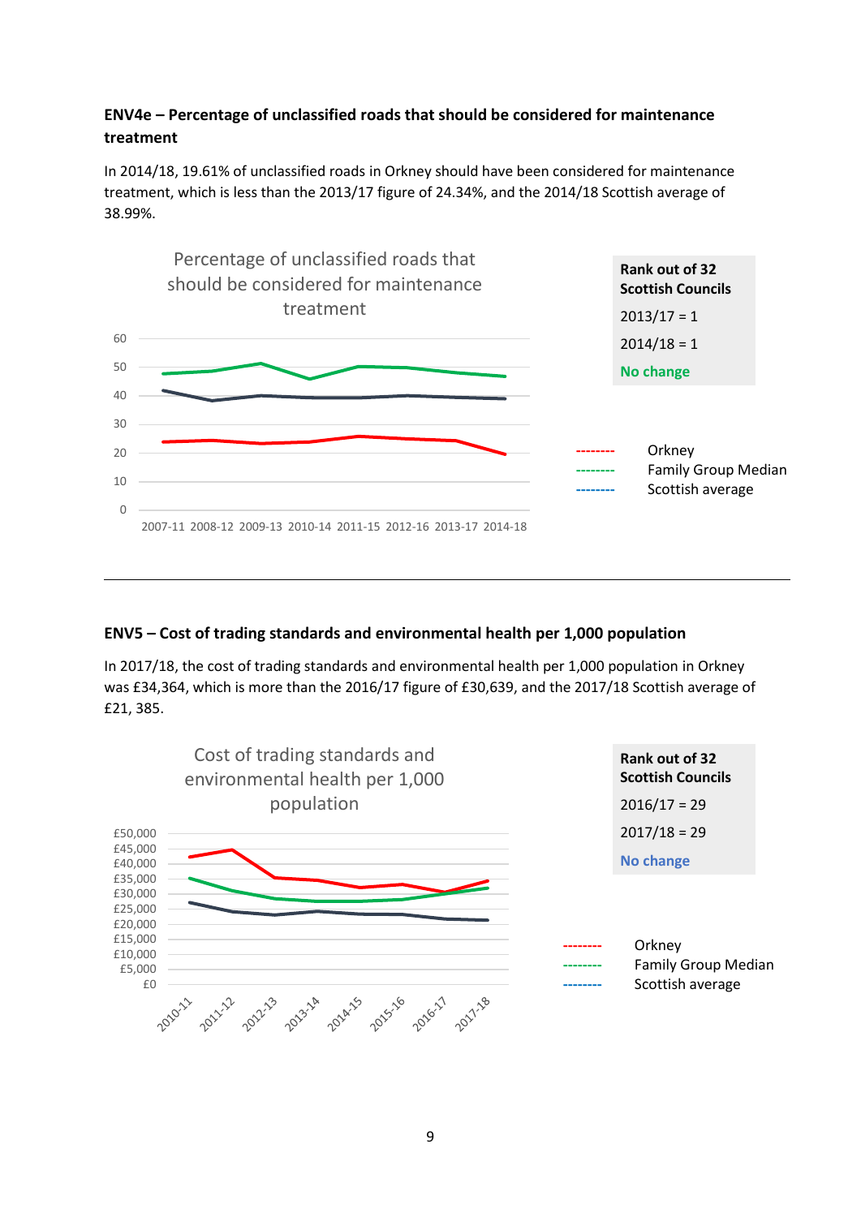### ENV4e – Percentage of unclassified roads that should be considered for maintenance treatment

In 2014/18, 19.61% of unclassified roads in Orkney should have been considered for maintenance treatment, which is less than the 2013/17 figure of 24.34%, and the 2014/18 Scottish average of 38.99%.

Percentage of unclassified roads that should be considered for maintenance treatment

| Rank out of 32 Scottish Councils |
|---|
| 2013/17 = 1 |
| 2014/18 = 1 |
| **No change** |

-------- Orkney
-------- Family Group Median
-------- Scottish average

---

### ENV5 – Cost of trading standards and environmental health per 1,000 population

In 2017/18, the cost of trading standards and environmental health per 1,000 population in Orkney was £34,364, which is more than the 2016/17 figure of £30,639, and the 2017/18 Scottish average of £21, 385.

Cost of trading standards and environmental health per 1,000 population

| Rank out of 32 Scottish Councils |
|---|
| 2016/17 = 29 |
| 2017/18 = 29 |
| **No change** |

-------- Orkney
-------- Family Group Median
-------- Scottish average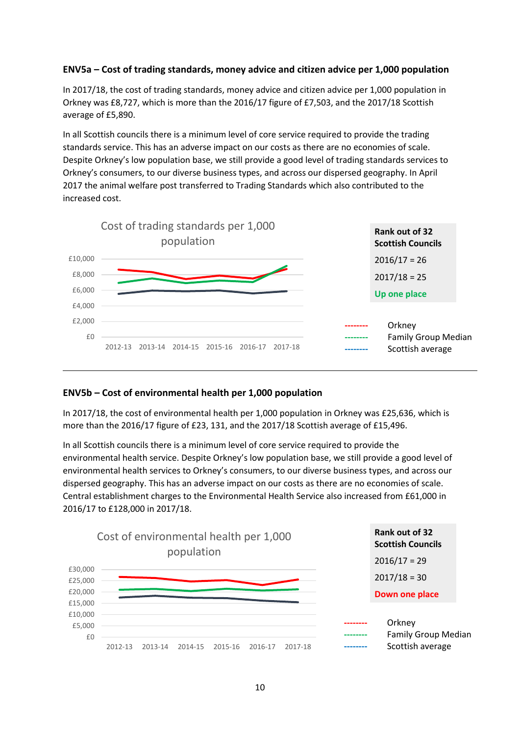#### ENV5a – Cost of trading standards, money advice and citizen advice per 1,000 population

In 2017/18, the cost of trading standards, money advice and citizen advice per 1,000 population in Orkney was £8,727, which is more than the 2016/17 figure of £7,503, and the 2017/18 Scottish average of £5,890.

In all Scottish councils there is a minimum level of core service required to provide the trading standards service. This has an adverse impact on our costs as there are no economies of scale. Despite Orkney's low population base, we still provide a good level of trading standards services to Orkney's consumers, to our diverse business types, and across our dispersed geography. In April 2017 the animal welfare post transferred to Trading Standards which also contributed to the increased cost.

Cost of trading standards per 1,000 population

| Rank out of 32 Scottish Councils |
| --- |
| 2016/17 = 26 |
| 2017/18 = 25 |
| Up one place |

-------- Orkney
-------- Family Group Median
-------- Scottish average

---

#### ENV5b – Cost of environmental health per 1,000 population

In 2017/18, the cost of environmental health per 1,000 population in Orkney was £25,636, which is more than the 2016/17 figure of £23, 131, and the 2017/18 Scottish average of £15,496.

In all Scottish councils there is a minimum level of core service required to provide the environmental health service. Despite Orkney's low population base, we still provide a good level of environmental health services to Orkney's consumers, to our diverse business types, and across our dispersed geography. This has an adverse impact on our costs as there are no economies of scale. Central establishment charges to the Environmental Health Service also increased from £61,000 in 2016/17 to £128,000 in 2017/18.

Cost of environmental health per 1,000 population

| Rank out of 32 Scottish Councils |
| --- |
| 2016/17 = 29 |
| 2017/18 = 30 |
| Down one place |

-------- Orkney
-------- Family Group Median
-------- Scottish average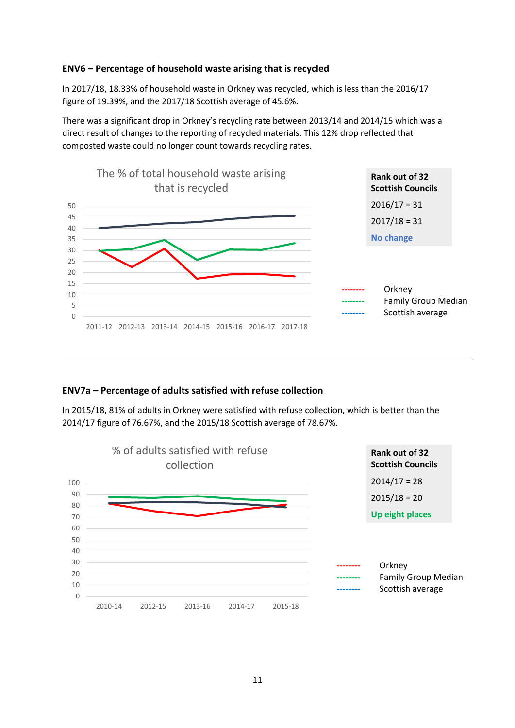### ENV6 – Percentage of household waste arising that is recycled

In 2017/18, 18.33% of household waste in Orkney was recycled, which is less than the 2016/17 figure of 19.39%, and the 2017/18 Scottish average of 45.6%.

There was a significant drop in Orkney's recycling rate between 2013/14 and 2014/15 which was a direct result of changes to the reporting of recycled materials. This 12% drop reflected that composted waste could no longer count towards recycling rates.

The % of total household waste arising that is recycled

| Rank out of 32 Scottish Councils |
|---|
| 2016/17 = 31 |
| 2017/18 = 31 |
| No change |

-------- Orkney
-------- Family Group Median
-------- Scottish average

---

### ENV7a – Percentage of adults satisfied with refuse collection

In 2015/18, 81% of adults in Orkney were satisfied with refuse collection, which is better than the 2014/17 figure of 76.67%, and the 2015/18 Scottish average of 78.67%.

% of adults satisfied with refuse collection

| Rank out of 32 Scottish Councils |
|---|
| 2014/17 = 28 |
| 2015/18 = 20 |
| Up eight places |

-------- Orkney
-------- Family Group Median
-------- Scottish average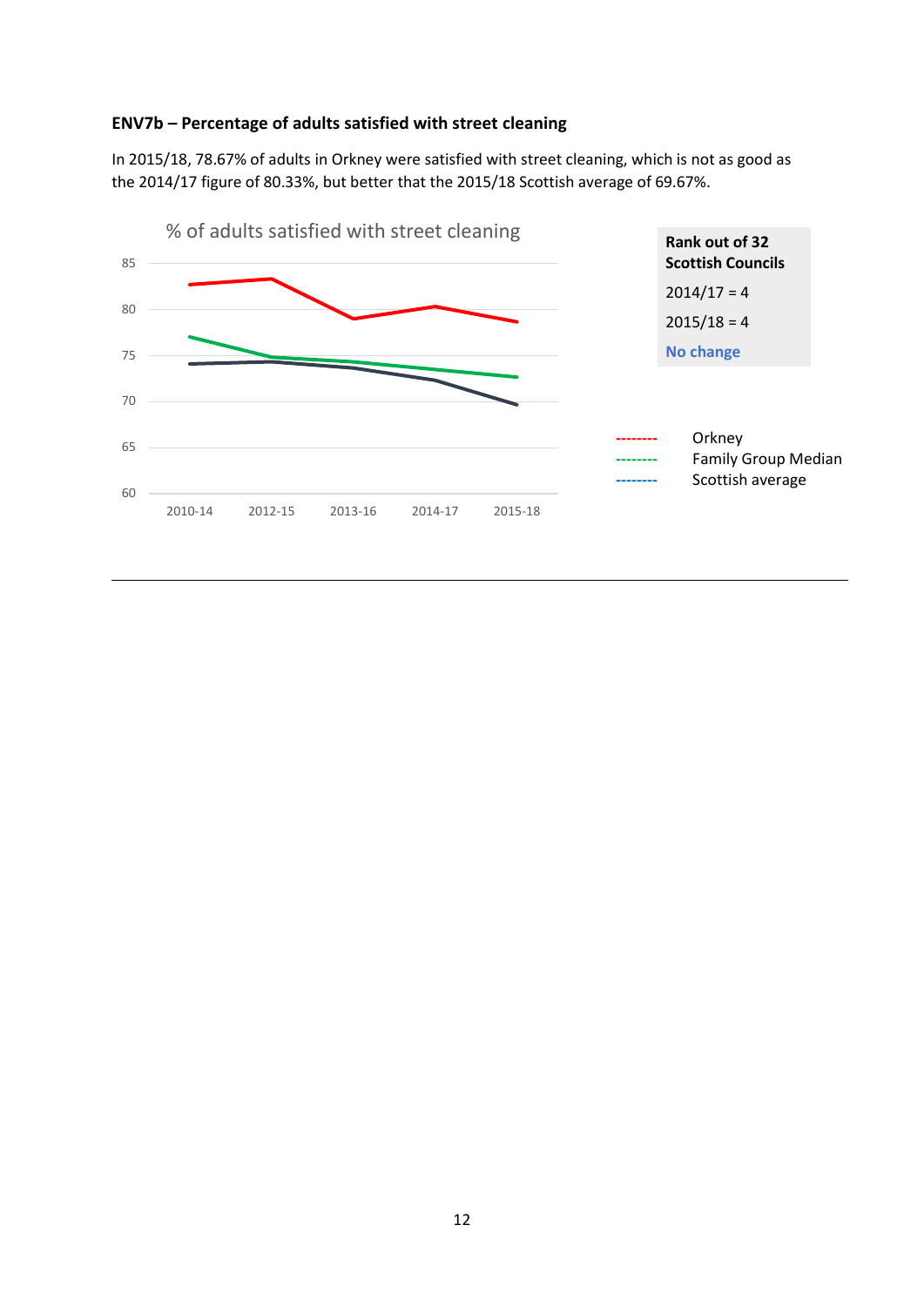### ENV7b – Percentage of adults satisfied with street cleaning

In 2015/18, 78.67% of adults in Orkney were satisfied with street cleaning, which is not as good as the 2014/17 figure of 80.33%, but better that the 2015/18 Scottish average of 69.67%.

% of adults satisfied with street cleaning

85
80
75
70
65
60

2010-14
2012-15
2013-16
2014-17
2015-18

**Rank out of 32 Scottish Councils**

2014/17 = 4

2015/18 = 4

**No change**

Orkney
Family Group Median
Scottish average